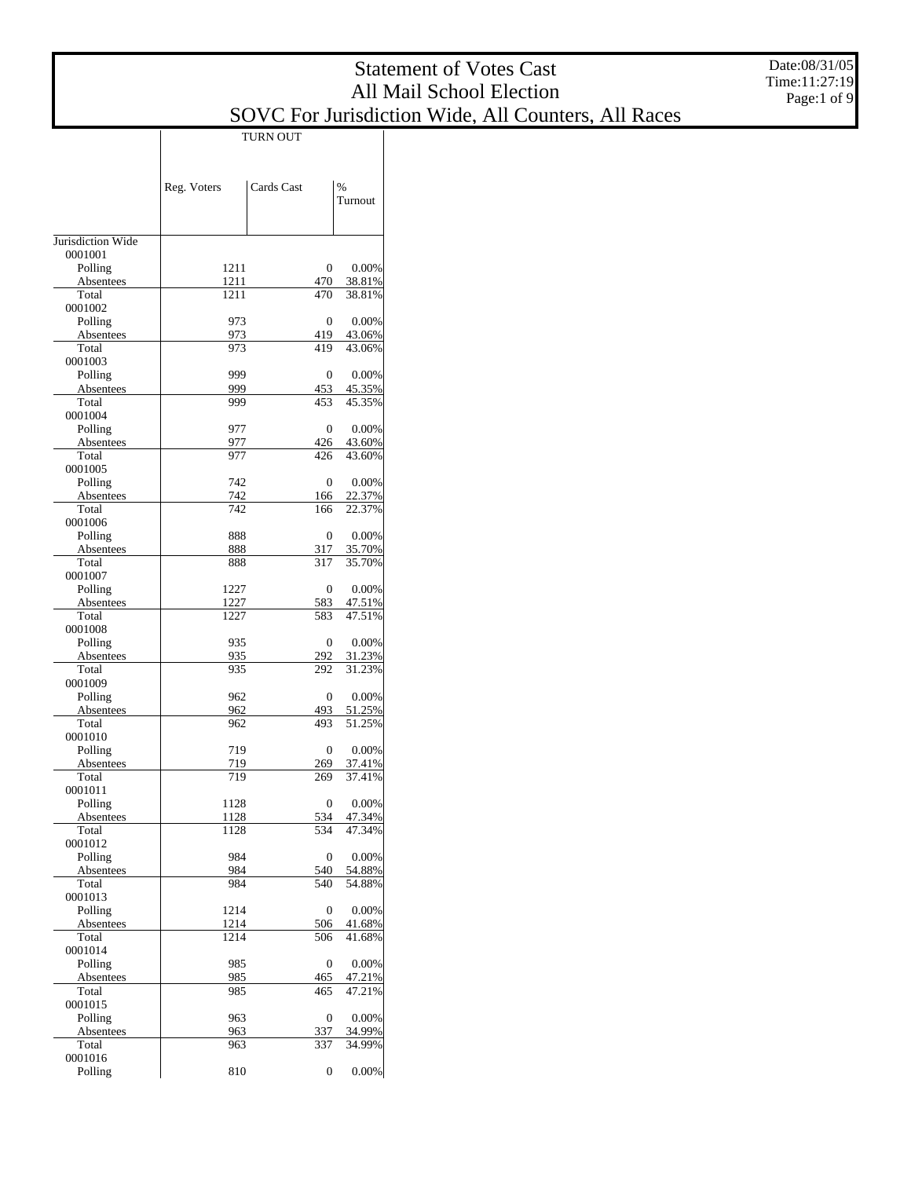# Statement of Votes Cast
## All Mail School Election
## SOVC For Jurisdiction Wide, All Counters, All Races

Date:08/31/05
Time:11:27:19

| | TURN OUT | | |
|---|---|---|---|
| | Reg. Voters | Cards Cast | % Turnout |
| Jurisdiction Wide | | | |
| 0001001 | | | |
| Polling | 1211 | 0 | 0.00% |
| Absentees | 1211 | 470 | 38.81% |
| Total | 1211 | 470 | 38.81% |
| 0001002 | | | |
| Polling | 973 | 0 | 0.00% |
| Absentees | 973 | 419 | 43.06% |
| Total | 973 | 419 | 43.06% |
| 0001003 | | | |
| Polling | 999 | 0 | 0.00% |
| Absentees | 999 | 453 | 45.35% |
| Total | 999 | 453 | 45.35% |
| 0001004 | | | |
| Polling | 977 | 0 | 0.00% |
| Absentees | 977 | 426 | 43.60% |
| Total | 977 | 426 | 43.60% |
| 0001005 | | | |
| Polling | 742 | 0 | 0.00% |
| Absentees | 742 | 166 | 22.37% |
| Total | 742 | 166 | 22.37% |
| 0001006 | | | |
| Polling | 888 | 0 | 0.00% |
| Absentees | 888 | 317 | 35.70% |
| Total | 888 | 317 | 35.70% |
| 0001007 | | | |
| Polling | 1227 | 0 | 0.00% |
| Absentees | 1227 | 583 | 47.51% |
| Total | 1227 | 583 | 47.51% |
| 0001008 | | | |
| Polling | 935 | 0 | 0.00% |
| Absentees | 935 | 292 | 31.23% |
| Total | 935 | 292 | 31.23% |
| 0001009 | | | |
| Polling | 962 | 0 | 0.00% |
| Absentees | 962 | 493 | 51.25% |
| Total | 962 | 493 | 51.25% |
| 0001010 | | | |
| Polling | 719 | 0 | 0.00% |
| Absentees | 719 | 269 | 37.41% |
| Total | 719 | 269 | 37.41% |
| 0001011 | | | |
| Polling | 1128 | 0 | 0.00% |
| Absentees | 1128 | 534 | 47.34% |
| Total | 1128 | 534 | 47.34% |
| 0001012 | | | |
| Polling | 984 | 0 | 0.00% |
| Absentees | 984 | 540 | 54.88% |
| Total | 984 | 540 | 54.88% |
| 0001013 | | | |
| Polling | 1214 | 0 | 0.00% |
| Absentees | 1214 | 506 | 41.68% |
| Total | 1214 | 506 | 41.68% |
| 0001014 | | | |
| Polling | 985 | 0 | 0.00% |
| Absentees | 985 | 465 | 47.21% |
| Total | 985 | 465 | 47.21% |
| 0001015 | | | |
| Polling | 963 | 0 | 0.00% |
| Absentees | 963 | 337 | 34.99% |
| Total | 963 | 337 | 34.99% |
| 0001016 | | | |
| Polling | 810 | 0 | 0.00% |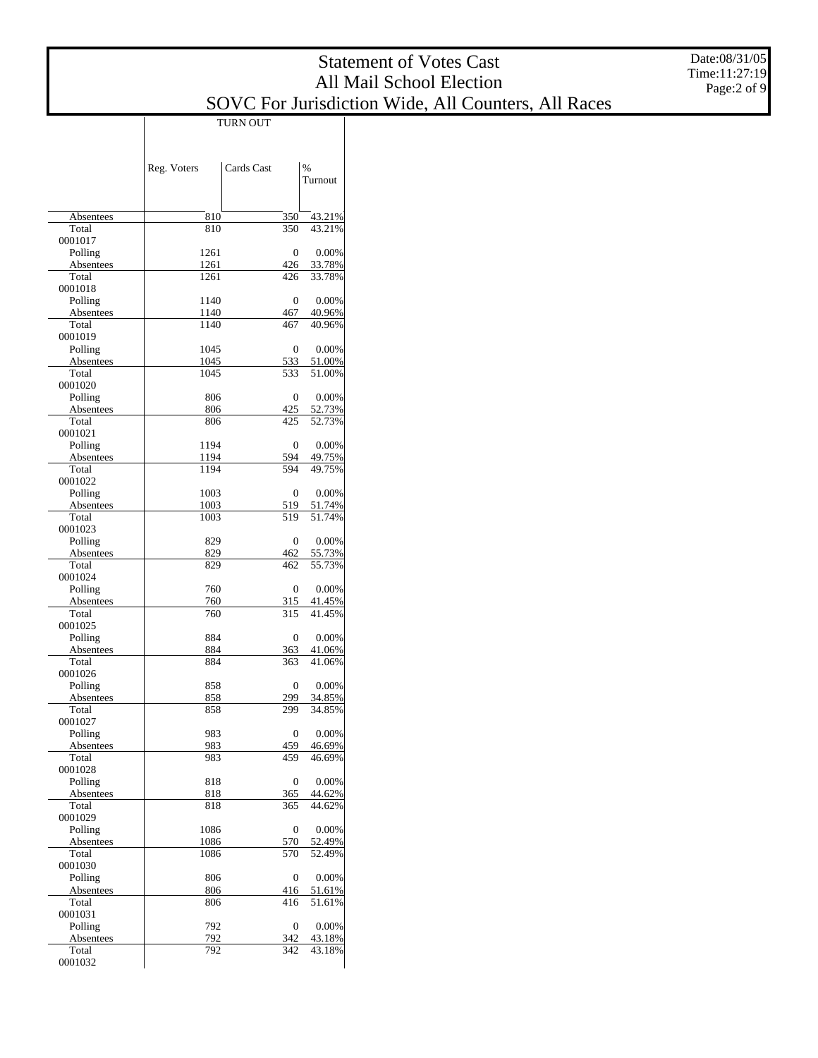# Statement of Votes Cast
## All Mail School Election
## SOVC For Jurisdiction Wide, All Counters, All Races

Date:08/31/05
Time:11:27:19

| | TURN OUT | | |
|---|---|---|---|
| | Reg. Voters | Cards Cast | % Turnout |
| Absentees | 810 | 350 | 43.21% |
| Total | 810 | 350 | 43.21% |
| 0001017 | | | |
| Polling | 1261 | 0 | 0.00% |
| Absentees | 1261 | 426 | 33.78% |
| Total | 1261 | 426 | 33.78% |
| 0001018 | | | |
| Polling | 1140 | 0 | 0.00% |
| Absentees | 1140 | 467 | 40.96% |
| Total | 1140 | 467 | 40.96% |
| 0001019 | | | |
| Polling | 1045 | 0 | 0.00% |
| Absentees | 1045 | 533 | 51.00% |
| Total | 1045 | 533 | 51.00% |
| 0001020 | | | |
| Polling | 806 | 0 | 0.00% |
| Absentees | 806 | 425 | 52.73% |
| Total | 806 | 425 | 52.73% |
| 0001021 | | | |
| Polling | 1194 | 0 | 0.00% |
| Absentees | 1194 | 594 | 49.75% |
| Total | 1194 | 594 | 49.75% |
| 0001022 | | | |
| Polling | 1003 | 0 | 0.00% |
| Absentees | 1003 | 519 | 51.74% |
| Total | 1003 | 519 | 51.74% |
| 0001023 | | | |
| Polling | 829 | 0 | 0.00% |
| Absentees | 829 | 462 | 55.73% |
| Total | 829 | 462 | 55.73% |
| 0001024 | | | |
| Polling | 760 | 0 | 0.00% |
| Absentees | 760 | 315 | 41.45% |
| Total | 760 | 315 | 41.45% |
| 0001025 | | | |
| Polling | 884 | 0 | 0.00% |
| Absentees | 884 | 363 | 41.06% |
| Total | 884 | 363 | 41.06% |
| 0001026 | | | |
| Polling | 858 | 0 | 0.00% |
| Absentees | 858 | 299 | 34.85% |
| Total | 858 | 299 | 34.85% |
| 0001027 | | | |
| Polling | 983 | 0 | 0.00% |
| Absentees | 983 | 459 | 46.69% |
| Total | 983 | 459 | 46.69% |
| 0001028 | | | |
| Polling | 818 | 0 | 0.00% |
| Absentees | 818 | 365 | 44.62% |
| Total | 818 | 365 | 44.62% |
| 0001029 | | | |
| Polling | 1086 | 0 | 0.00% |
| Absentees | 1086 | 570 | 52.49% |
| Total | 1086 | 570 | 52.49% |
| 0001030 | | | |
| Polling | 806 | 0 | 0.00% |
| Absentees | 806 | 416 | 51.61% |
| Total | 806 | 416 | 51.61% |
| 0001031 | | | |
| Polling | 792 | 0 | 0.00% |
| Absentees | 792 | 342 | 43.18% |
| Total | 792 | 342 | 43.18% |
| 0001032 | | | |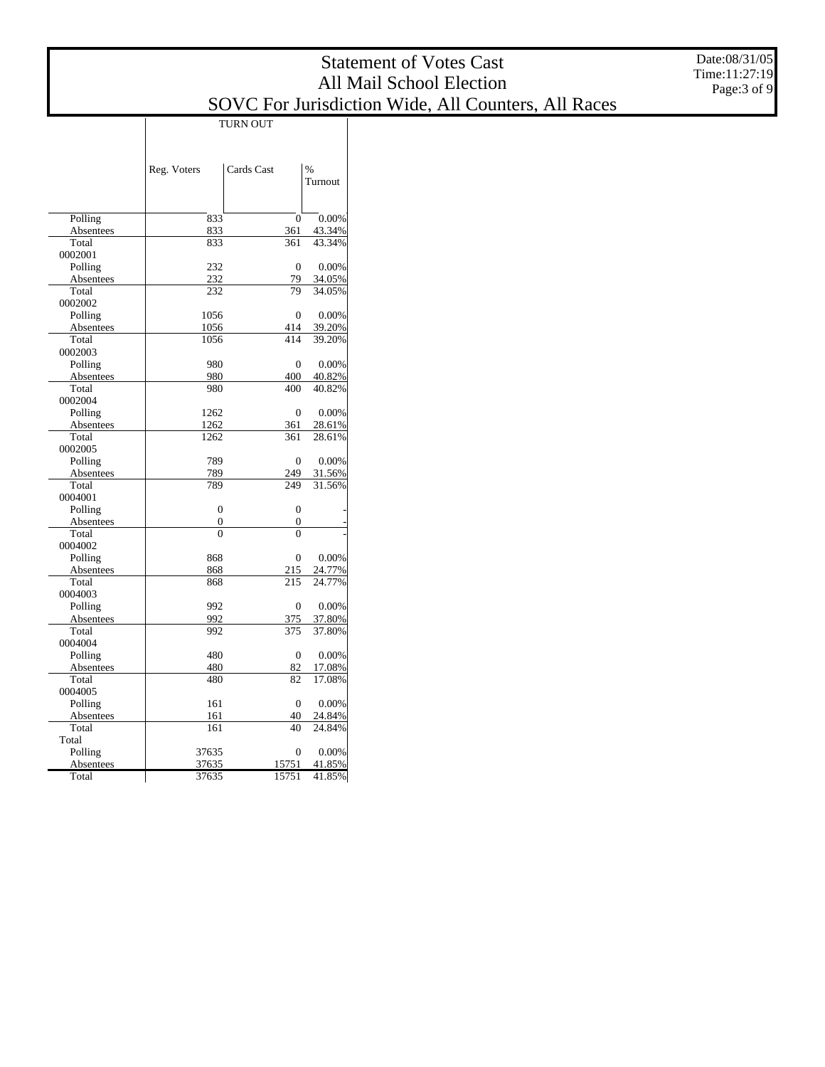# Statement of Votes Cast
# All Mail School Election
# SOVC For Jurisdiction Wide, All Counters, All Races

Date:08/31/05
Time:11:27:19

| | TURN OUT | | |
|---|---|---|---|
| | Reg. Voters | Cards Cast | % Turnout |
| Polling | 833 | 0 | 0.00% |
| Absentees | 833 | 361 | 43.34% |
| Total | 833 | 361 | 43.34% |
| 0002001 | | | |
| Polling | 232 | 0 | 0.00% |
| Absentees | 232 | 79 | 34.05% |
| Total | 232 | 79 | 34.05% |
| 0002002 | | | |
| Polling | 1056 | 0 | 0.00% |
| Absentees | 1056 | 414 | 39.20% |
| Total | 1056 | 414 | 39.20% |
| 0002003 | | | |
| Polling | 980 | 0 | 0.00% |
| Absentees | 980 | 400 | 40.82% |
| Total | 980 | 400 | 40.82% |
| 0002004 | | | |
| Polling | 1262 | 0 | 0.00% |
| Absentees | 1262 | 361 | 28.61% |
| Total | 1262 | 361 | 28.61% |
| 0002005 | | | |
| Polling | 789 | 0 | 0.00% |
| Absentees | 789 | 249 | 31.56% |
| Total | 789 | 249 | 31.56% |
| 0004001 | | | |
| Polling | 0 | 0 | - |
| Absentees | 0 | 0 | - |
| Total | 0 | 0 | - |
| 0004002 | | | |
| Polling | 868 | 0 | 0.00% |
| Absentees | 868 | 215 | 24.77% |
| Total | 868 | 215 | 24.77% |
| 0004003 | | | |
| Polling | 992 | 0 | 0.00% |
| Absentees | 992 | 375 | 37.80% |
| Total | 992 | 375 | 37.80% |
| 0004004 | | | |
| Polling | 480 | 0 | 0.00% |
| Absentees | 480 | 82 | 17.08% |
| Total | 480 | 82 | 17.08% |
| 0004005 | | | |
| Polling | 161 | 0 | 0.00% |
| Absentees | 161 | 40 | 24.84% |
| Total | 161 | 40 | 24.84% |
| Total | | | |
| Polling | 37635 | 0 | 0.00% |
| Absentees | 37635 | 15751 | 41.85% |
| Total | 37635 | 15751 | 41.85% |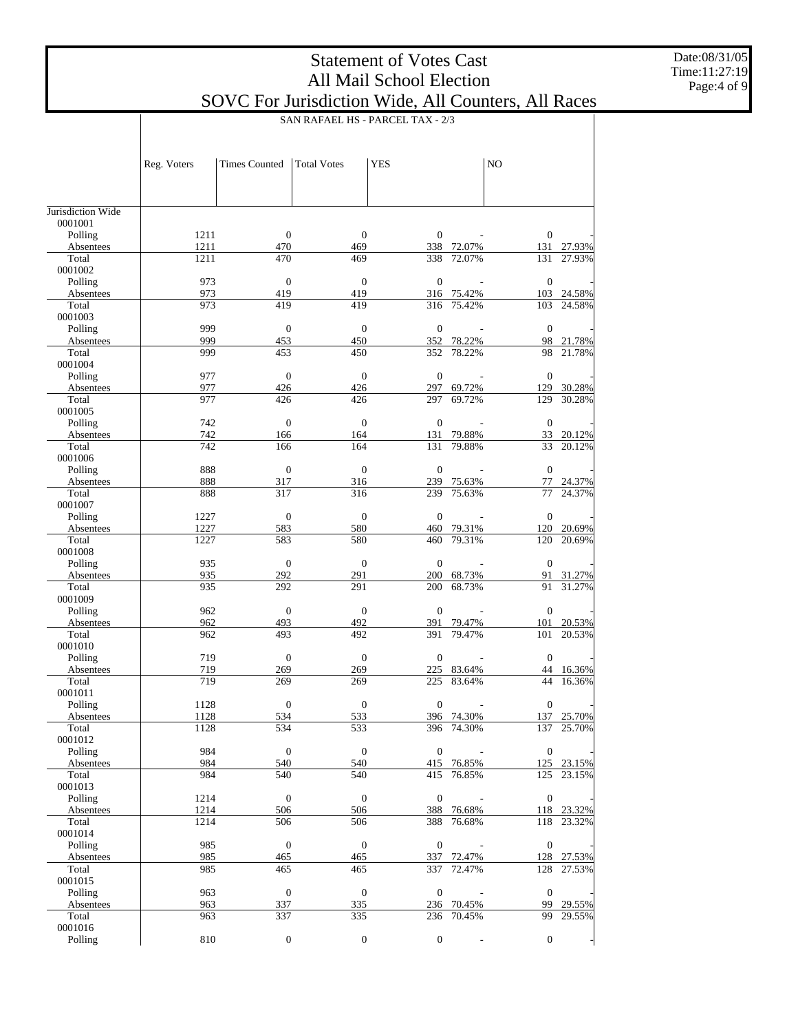# Statement of Votes Cast
## All Mail School Election
## SOVC For Jurisdiction Wide, All Counters, All Races

Date:08/31/05
Time:11:27:19

SAN RAFAEL HS - PARCEL TAX - 2/3

| | Reg. Voters | Times Counted | Total Votes | YES | | NO | |
|---|---|---|---|---|---|---|---|
| Jurisdiction Wide | | | | | | | |
| 0001001 | | | | | | | |
| Polling | 1211 | 0 | 0 | 0 | - | 0 | - |
| Absentees | 1211 | 470 | 469 | 338 | 72.07% | 131 | 27.93% |
| Total | 1211 | 470 | 469 | 338 | 72.07% | 131 | 27.93% |
| 0001002 | | | | | | | |
| Polling | 973 | 0 | 0 | 0 | - | 0 | - |
| Absentees | 973 | 419 | 419 | 316 | 75.42% | 103 | 24.58% |
| Total | 973 | 419 | 419 | 316 | 75.42% | 103 | 24.58% |
| 0001003 | | | | | | | |
| Polling | 999 | 0 | 0 | 0 | - | 0 | - |
| Absentees | 999 | 453 | 450 | 352 | 78.22% | 98 | 21.78% |
| Total | 999 | 453 | 450 | 352 | 78.22% | 98 | 21.78% |
| 0001004 | | | | | | | |
| Polling | 977 | 0 | 0 | 0 | - | 0 | - |
| Absentees | 977 | 426 | 426 | 297 | 69.72% | 129 | 30.28% |
| Total | 977 | 426 | 426 | 297 | 69.72% | 129 | 30.28% |
| 0001005 | | | | | | | |
| Polling | 742 | 0 | 0 | 0 | - | 0 | - |
| Absentees | 742 | 166 | 164 | 131 | 79.88% | 33 | 20.12% |
| Total | 742 | 166 | 164 | 131 | 79.88% | 33 | 20.12% |
| 0001006 | | | | | | | |
| Polling | 888 | 0 | 0 | 0 | - | 0 | - |
| Absentees | 888 | 317 | 316 | 239 | 75.63% | 77 | 24.37% |
| Total | 888 | 317 | 316 | 239 | 75.63% | 77 | 24.37% |
| 0001007 | | | | | | | |
| Polling | 1227 | 0 | 0 | 0 | - | 0 | - |
| Absentees | 1227 | 583 | 580 | 460 | 79.31% | 120 | 20.69% |
| Total | 1227 | 583 | 580 | 460 | 79.31% | 120 | 20.69% |
| 0001008 | | | | | | | |
| Polling | 935 | 0 | 0 | 0 | - | 0 | - |
| Absentees | 935 | 292 | 291 | 200 | 68.73% | 91 | 31.27% |
| Total | 935 | 292 | 291 | 200 | 68.73% | 91 | 31.27% |
| 0001009 | | | | | | | |
| Polling | 962 | 0 | 0 | 0 | - | 0 | - |
| Absentees | 962 | 493 | 492 | 391 | 79.47% | 101 | 20.53% |
| Total | 962 | 493 | 492 | 391 | 79.47% | 101 | 20.53% |
| 0001010 | | | | | | | |
| Polling | 719 | 0 | 0 | 0 | - | 0 | - |
| Absentees | 719 | 269 | 269 | 225 | 83.64% | 44 | 16.36% |
| Total | 719 | 269 | 269 | 225 | 83.64% | 44 | 16.36% |
| 0001011 | | | | | | | |
| Polling | 1128 | 0 | 0 | 0 | - | 0 | - |
| Absentees | 1128 | 534 | 533 | 396 | 74.30% | 137 | 25.70% |
| Total | 1128 | 534 | 533 | 396 | 74.30% | 137 | 25.70% |
| 0001012 | | | | | | | |
| Polling | 984 | 0 | 0 | 0 | - | 0 | - |
| Absentees | 984 | 540 | 540 | 415 | 76.85% | 125 | 23.15% |
| Total | 984 | 540 | 540 | 415 | 76.85% | 125 | 23.15% |
| 0001013 | | | | | | | |
| Polling | 1214 | 0 | 0 | 0 | - | 0 | - |
| Absentees | 1214 | 506 | 506 | 388 | 76.68% | 118 | 23.32% |
| Total | 1214 | 506 | 506 | 388 | 76.68% | 118 | 23.32% |
| 0001014 | | | | | | | |
| Polling | 985 | 0 | 0 | 0 | - | 0 | - |
| Absentees | 985 | 465 | 465 | 337 | 72.47% | 128 | 27.53% |
| Total | 985 | 465 | 465 | 337 | 72.47% | 128 | 27.53% |
| 0001015 | | | | | | | |
| Polling | 963 | 0 | 0 | 0 | - | 0 | - |
| Absentees | 963 | 337 | 335 | 236 | 70.45% | 99 | 29.55% |
| Total | 963 | 337 | 335 | 236 | 70.45% | 99 | 29.55% |
| 0001016 | | | | | | | |
| Polling | 810 | 0 | 0 | 0 | - | 0 | - |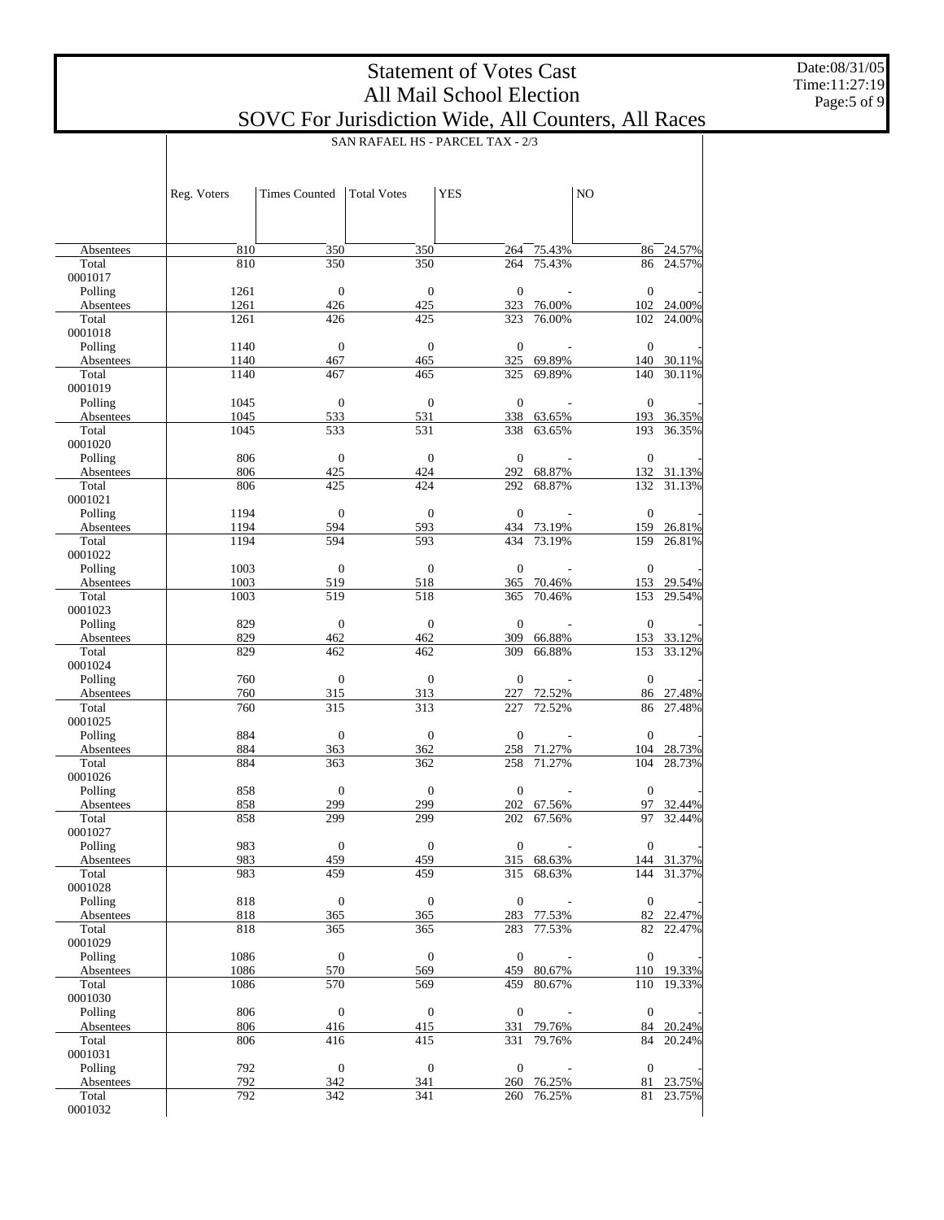# Statement of Votes Cast
## All Mail School Election
## SOVC For Jurisdiction Wide, All Counters, All Races

Date:08/31/05
Time:11:27:19

SAN RAFAEL HS - PARCEL TAX - 2/3

| | Reg. Voters | Times Counted | Total Votes | YES | | NO | |
|---|---|---|---|---|---|---|---|
| Absentees | 810 | 350 | 350 | 264 | 75.43% | 86 | 24.57% |
| Total | 810 | 350 | 350 | 264 | 75.43% | 86 | 24.57% |
| 0001017 | | | | | | | |
| Polling | 1261 | 0 | 0 | 0 | - | 0 | - |
| Absentees | 1261 | 426 | 425 | 323 | 76.00% | 102 | 24.00% |
| Total | 1261 | 426 | 425 | 323 | 76.00% | 102 | 24.00% |
| 0001018 | | | | | | | |
| Polling | 1140 | 0 | 0 | 0 | - | 0 | - |
| Absentees | 1140 | 467 | 465 | 325 | 69.89% | 140 | 30.11% |
| Total | 1140 | 467 | 465 | 325 | 69.89% | 140 | 30.11% |
| 0001019 | | | | | | | |
| Polling | 1045 | 0 | 0 | 0 | - | 0 | - |
| Absentees | 1045 | 533 | 531 | 338 | 63.65% | 193 | 36.35% |
| Total | 1045 | 533 | 531 | 338 | 63.65% | 193 | 36.35% |
| 0001020 | | | | | | | |
| Polling | 806 | 0 | 0 | 0 | - | 0 | - |
| Absentees | 806 | 425 | 424 | 292 | 68.87% | 132 | 31.13% |
| Total | 806 | 425 | 424 | 292 | 68.87% | 132 | 31.13% |
| 0001021 | | | | | | | |
| Polling | 1194 | 0 | 0 | 0 | - | 0 | - |
| Absentees | 1194 | 594 | 593 | 434 | 73.19% | 159 | 26.81% |
| Total | 1194 | 594 | 593 | 434 | 73.19% | 159 | 26.81% |
| 0001022 | | | | | | | |
| Polling | 1003 | 0 | 0 | 0 | - | 0 | - |
| Absentees | 1003 | 519 | 518 | 365 | 70.46% | 153 | 29.54% |
| Total | 1003 | 519 | 518 | 365 | 70.46% | 153 | 29.54% |
| 0001023 | | | | | | | |
| Polling | 829 | 0 | 0 | 0 | - | 0 | - |
| Absentees | 829 | 462 | 462 | 309 | 66.88% | 153 | 33.12% |
| Total | 829 | 462 | 462 | 309 | 66.88% | 153 | 33.12% |
| 0001024 | | | | | | | |
| Polling | 760 | 0 | 0 | 0 | - | 0 | - |
| Absentees | 760 | 315 | 313 | 227 | 72.52% | 86 | 27.48% |
| Total | 760 | 315 | 313 | 227 | 72.52% | 86 | 27.48% |
| 0001025 | | | | | | | |
| Polling | 884 | 0 | 0 | 0 | - | 0 | - |
| Absentees | 884 | 363 | 362 | 258 | 71.27% | 104 | 28.73% |
| Total | 884 | 363 | 362 | 258 | 71.27% | 104 | 28.73% |
| 0001026 | | | | | | | |
| Polling | 858 | 0 | 0 | 0 | - | 0 | - |
| Absentees | 858 | 299 | 299 | 202 | 67.56% | 97 | 32.44% |
| Total | 858 | 299 | 299 | 202 | 67.56% | 97 | 32.44% |
| 0001027 | | | | | | | |
| Polling | 983 | 0 | 0 | 0 | - | 0 | - |
| Absentees | 983 | 459 | 459 | 315 | 68.63% | 144 | 31.37% |
| Total | 983 | 459 | 459 | 315 | 68.63% | 144 | 31.37% |
| 0001028 | | | | | | | |
| Polling | 818 | 0 | 0 | 0 | - | 0 | - |
| Absentees | 818 | 365 | 365 | 283 | 77.53% | 82 | 22.47% |
| Total | 818 | 365 | 365 | 283 | 77.53% | 82 | 22.47% |
| 0001029 | | | | | | | |
| Polling | 1086 | 0 | 0 | 0 | - | 0 | - |
| Absentees | 1086 | 570 | 569 | 459 | 80.67% | 110 | 19.33% |
| Total | 1086 | 570 | 569 | 459 | 80.67% | 110 | 19.33% |
| 0001030 | | | | | | | |
| Polling | 806 | 0 | 0 | 0 | - | 0 | - |
| Absentees | 806 | 416 | 415 | 331 | 79.76% | 84 | 20.24% |
| Total | 806 | 416 | 415 | 331 | 79.76% | 84 | 20.24% |
| 0001031 | | | | | | | |
| Polling | 792 | 0 | 0 | 0 | - | 0 | - |
| Absentees | 792 | 342 | 341 | 260 | 76.25% | 81 | 23.75% |
| Total | 792 | 342 | 341 | 260 | 76.25% | 81 | 23.75% |
| 0001032 | | | | | | | |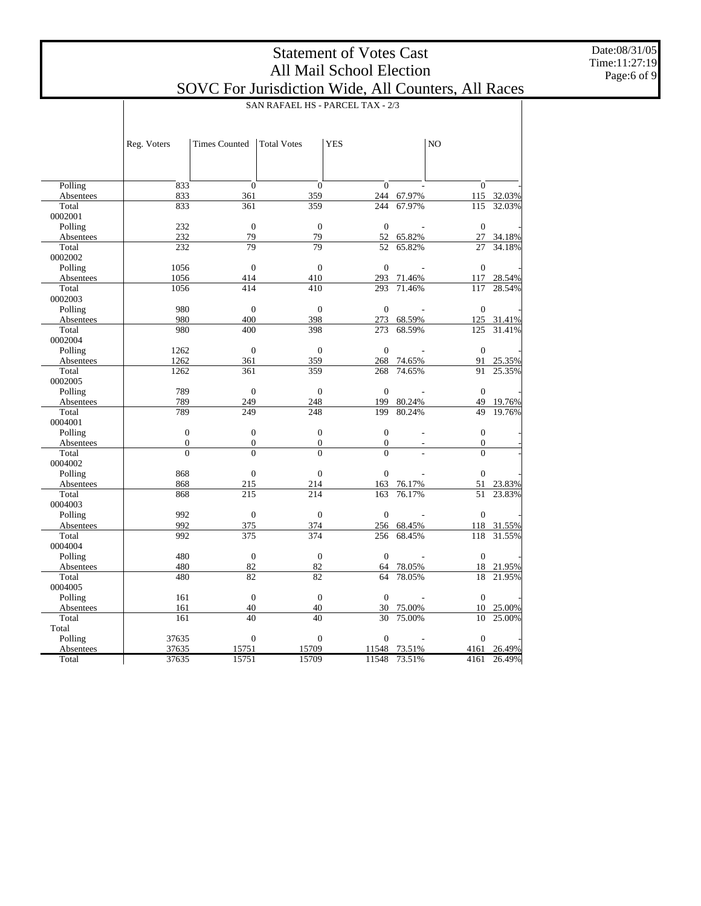# Statement of Votes Cast
## All Mail School Election
## SOVC For Jurisdiction Wide, All Counters, All Races

SAN RAFAEL HS - PARCEL TAX - 2/3

| | Reg. Voters | Times Counted | Total Votes | YES | | NO | |
|---|---|---|---|---|---|---|---|
| Polling | 833 | 0 | 0 | 0 | - | 0 | - |
| Absentees | 833 | 361 | 359 | 244 | 67.97% | 115 | 32.03% |
| Total | 833 | 361 | 359 | 244 | 67.97% | 115 | 32.03% |
| 0002001 | | | | | | | |
| Polling | 232 | 0 | 0 | 0 | - | 0 | - |
| Absentees | 232 | 79 | 79 | 52 | 65.82% | 27 | 34.18% |
| Total | 232 | 79 | 79 | 52 | 65.82% | 27 | 34.18% |
| 0002002 | | | | | | | |
| Polling | 1056 | 0 | 0 | 0 | - | 0 | - |
| Absentees | 1056 | 414 | 410 | 293 | 71.46% | 117 | 28.54% |
| Total | 1056 | 414 | 410 | 293 | 71.46% | 117 | 28.54% |
| 0002003 | | | | | | | |
| Polling | 980 | 0 | 0 | 0 | - | 0 | - |
| Absentees | 980 | 400 | 398 | 273 | 68.59% | 125 | 31.41% |
| Total | 980 | 400 | 398 | 273 | 68.59% | 125 | 31.41% |
| 0002004 | | | | | | | |
| Polling | 1262 | 0 | 0 | 0 | - | 0 | - |
| Absentees | 1262 | 361 | 359 | 268 | 74.65% | 91 | 25.35% |
| Total | 1262 | 361 | 359 | 268 | 74.65% | 91 | 25.35% |
| 0002005 | | | | | | | |
| Polling | 789 | 0 | 0 | 0 | - | 0 | - |
| Absentees | 789 | 249 | 248 | 199 | 80.24% | 49 | 19.76% |
| Total | 789 | 249 | 248 | 199 | 80.24% | 49 | 19.76% |
| 0004001 | | | | | | | |
| Polling | 0 | 0 | 0 | 0 | - | 0 | - |
| Absentees | 0 | 0 | 0 | 0 | - | 0 | - |
| Total | 0 | 0 | 0 | 0 | - | 0 | - |
| 0004002 | | | | | | | |
| Polling | 868 | 0 | 0 | 0 | - | 0 | - |
| Absentees | 868 | 215 | 214 | 163 | 76.17% | 51 | 23.83% |
| Total | 868 | 215 | 214 | 163 | 76.17% | 51 | 23.83% |
| 0004003 | | | | | | | |
| Polling | 992 | 0 | 0 | 0 | - | 0 | - |
| Absentees | 992 | 375 | 374 | 256 | 68.45% | 118 | 31.55% |
| Total | 992 | 375 | 374 | 256 | 68.45% | 118 | 31.55% |
| 0004004 | | | | | | | |
| Polling | 480 | 0 | 0 | 0 | - | 0 | - |
| Absentees | 480 | 82 | 82 | 64 | 78.05% | 18 | 21.95% |
| Total | 480 | 82 | 82 | 64 | 78.05% | 18 | 21.95% |
| 0004005 | | | | | | | |
| Polling | 161 | 0 | 0 | 0 | - | 0 | - |
| Absentees | 161 | 40 | 40 | 30 | 75.00% | 10 | 25.00% |
| Total | 161 | 40 | 40 | 30 | 75.00% | 10 | 25.00% |
| Total | | | | | | | |
| Polling | 37635 | 0 | 0 | 0 | - | 0 | - |
| Absentees | 37635 | 15751 | 15709 | 11548 | 73.51% | 4161 | 26.49% |
| Total | 37635 | 15751 | 15709 | 11548 | 73.51% | 4161 | 26.49% |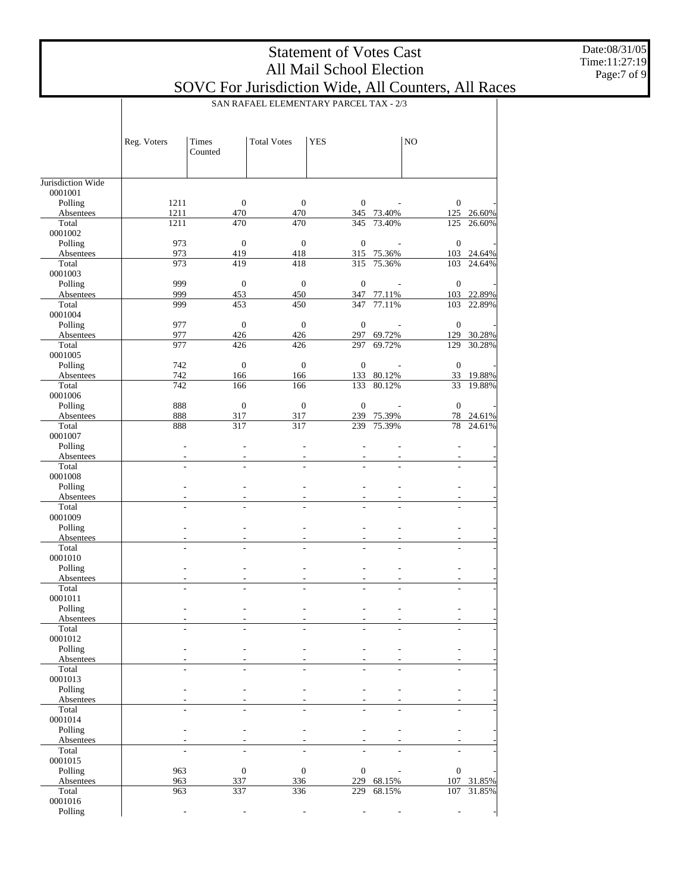# Statement of Votes Cast
## All Mail School Election
## SOVC For Jurisdiction Wide, All Counters, All Races

Date:08/31/05
Time:11:27:19

### SAN RAFAEL ELEMENTARY PARCEL TAX - 2/3

| | Reg. Voters | Times Counted | Total Votes | YES | | NO | |
|---|---|---|---|---|---|---|---|
| Jurisdiction Wide | | | | | | | |
| 0001001 | | | | | | | |
| Polling | 1211 | 0 | 0 | 0 | - | 0 | - |
| Absentees | 1211 | 470 | 470 | 345 | 73.40% | 125 | 26.60% |
| Total | 1211 | 470 | 470 | 345 | 73.40% | 125 | 26.60% |
| 0001002 | | | | | | | |
| Polling | 973 | 0 | 0 | 0 | - | 0 | - |
| Absentees | 973 | 419 | 418 | 315 | 75.36% | 103 | 24.64% |
| Total | 973 | 419 | 418 | 315 | 75.36% | 103 | 24.64% |
| 0001003 | | | | | | | |
| Polling | 999 | 0 | 0 | 0 | - | 0 | - |
| Absentees | 999 | 453 | 450 | 347 | 77.11% | 103 | 22.89% |
| Total | 999 | 453 | 450 | 347 | 77.11% | 103 | 22.89% |
| 0001004 | | | | | | | |
| Polling | 977 | 0 | 0 | 0 | - | 0 | - |
| Absentees | 977 | 426 | 426 | 297 | 69.72% | 129 | 30.28% |
| Total | 977 | 426 | 426 | 297 | 69.72% | 129 | 30.28% |
| 0001005 | | | | | | | |
| Polling | 742 | 0 | 0 | 0 | - | 0 | - |
| Absentees | 742 | 166 | 166 | 133 | 80.12% | 33 | 19.88% |
| Total | 742 | 166 | 166 | 133 | 80.12% | 33 | 19.88% |
| 0001006 | | | | | | | |
| Polling | 888 | 0 | 0 | 0 | - | 0 | - |
| Absentees | 888 | 317 | 317 | 239 | 75.39% | 78 | 24.61% |
| Total | 888 | 317 | 317 | 239 | 75.39% | 78 | 24.61% |
| 0001007 | | | | | | | |
| Polling | - | - | - | - | - | - | - |
| Absentees | - | - | - | - | - | - | - |
| Total | - | - | - | - | - | - | - |
| 0001008 | | | | | | | |
| Polling | - | - | - | - | - | - | - |
| Absentees | - | - | - | - | - | - | - |
| Total | - | - | - | - | - | - | - |
| 0001009 | | | | | | | |
| Polling | - | - | - | - | - | - | - |
| Absentees | - | - | - | - | - | - | - |
| Total | - | - | - | - | - | - | - |
| 0001010 | | | | | | | |
| Polling | - | - | - | - | - | - | - |
| Absentees | - | - | - | - | - | - | - |
| Total | - | - | - | - | - | - | - |
| 0001011 | | | | | | | |
| Polling | - | - | - | - | - | - | - |
| Absentees | - | - | - | - | - | - | - |
| Total | - | - | - | - | - | - | - |
| 0001012 | | | | | | | |
| Polling | - | - | - | - | - | - | - |
| Absentees | - | - | - | - | - | - | - |
| Total | - | - | - | - | - | - | - |
| 0001013 | | | | | | | |
| Polling | - | - | - | - | - | - | - |
| Absentees | - | - | - | - | - | - | - |
| Total | - | - | - | - | - | - | - |
| 0001014 | | | | | | | |
| Polling | - | - | - | - | - | - | - |
| Absentees | - | - | - | - | - | - | - |
| Total | - | - | - | - | - | - | - |
| 0001015 | | | | | | | |
| Polling | 963 | 0 | 0 | 0 | - | 0 | - |
| Absentees | 963 | 337 | 336 | 229 | 68.15% | 107 | 31.85% |
| Total | 963 | 337 | 336 | 229 | 68.15% | 107 | 31.85% |
| 0001016 | | | | | | | |
| Polling | - | - | - | - | - | - | - |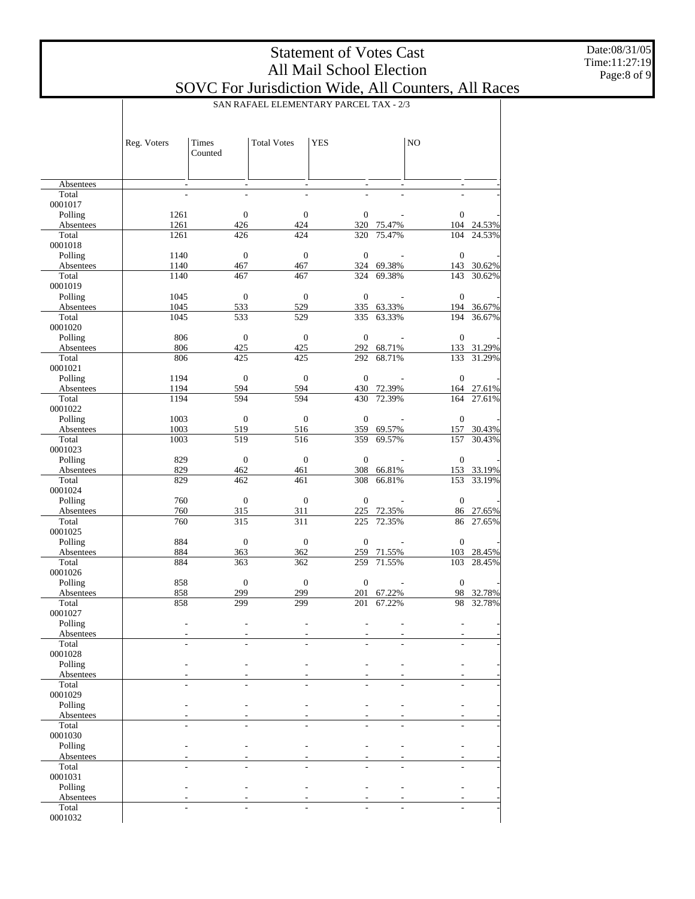# Statement of Votes Cast
## All Mail School Election
## SOVC For Jurisdiction Wide, All Counters, All Races

Date:08/31/05
Time:11:27:19

### SAN RAFAEL ELEMENTARY PARCEL TAX - 2/3

| | Reg. Voters | Times Counted | Total Votes | YES | | NO | |
|---|---|---|---|---|---|---|---|
| Absentees | - | - | - | - | - | - | - |
| Total | - | - | - | - | - | - | - |
| 0001017 | | | | | | | |
| Polling | 1261 | 0 | 0 | 0 | - | 0 | - |
| Absentees | 1261 | 426 | 424 | 320 | 75.47% | 104 | 24.53% |
| Total | 1261 | 426 | 424 | 320 | 75.47% | 104 | 24.53% |
| 0001018 | | | | | | | |
| Polling | 1140 | 0 | 0 | 0 | - | 0 | - |
| Absentees | 1140 | 467 | 467 | 324 | 69.38% | 143 | 30.62% |
| Total | 1140 | 467 | 467 | 324 | 69.38% | 143 | 30.62% |
| 0001019 | | | | | | | |
| Polling | 1045 | 0 | 0 | 0 | - | 0 | - |
| Absentees | 1045 | 533 | 529 | 335 | 63.33% | 194 | 36.67% |
| Total | 1045 | 533 | 529 | 335 | 63.33% | 194 | 36.67% |
| 0001020 | | | | | | | |
| Polling | 806 | 0 | 0 | 0 | - | 0 | - |
| Absentees | 806 | 425 | 425 | 292 | 68.71% | 133 | 31.29% |
| Total | 806 | 425 | 425 | 292 | 68.71% | 133 | 31.29% |
| 0001021 | | | | | | | |
| Polling | 1194 | 0 | 0 | 0 | - | 0 | - |
| Absentees | 1194 | 594 | 594 | 430 | 72.39% | 164 | 27.61% |
| Total | 1194 | 594 | 594 | 430 | 72.39% | 164 | 27.61% |
| 0001022 | | | | | | | |
| Polling | 1003 | 0 | 0 | 0 | - | 0 | - |
| Absentees | 1003 | 519 | 516 | 359 | 69.57% | 157 | 30.43% |
| Total | 1003 | 519 | 516 | 359 | 69.57% | 157 | 30.43% |
| 0001023 | | | | | | | |
| Polling | 829 | 0 | 0 | 0 | - | 0 | - |
| Absentees | 829 | 462 | 461 | 308 | 66.81% | 153 | 33.19% |
| Total | 829 | 462 | 461 | 308 | 66.81% | 153 | 33.19% |
| 0001024 | | | | | | | |
| Polling | 760 | 0 | 0 | 0 | - | 0 | - |
| Absentees | 760 | 315 | 311 | 225 | 72.35% | 86 | 27.65% |
| Total | 760 | 315 | 311 | 225 | 72.35% | 86 | 27.65% |
| 0001025 | | | | | | | |
| Polling | 884 | 0 | 0 | 0 | - | 0 | - |
| Absentees | 884 | 363 | 362 | 259 | 71.55% | 103 | 28.45% |
| Total | 884 | 363 | 362 | 259 | 71.55% | 103 | 28.45% |
| 0001026 | | | | | | | |
| Polling | 858 | 0 | 0 | 0 | - | 0 | - |
| Absentees | 858 | 299 | 299 | 201 | 67.22% | 98 | 32.78% |
| Total | 858 | 299 | 299 | 201 | 67.22% | 98 | 32.78% |
| 0001027 | | | | | | | |
| Polling | - | - | - | - | - | - | - |
| Absentees | - | - | - | - | - | - | - |
| Total | - | - | - | - | - | - | - |
| 0001028 | | | | | | | |
| Polling | - | - | - | - | - | - | - |
| Absentees | - | - | - | - | - | - | - |
| Total | - | - | - | - | - | - | - |
| 0001029 | | | | | | | |
| Polling | - | - | - | - | - | - | - |
| Absentees | - | - | - | - | - | - | - |
| Total | - | - | - | - | - | - | - |
| 0001030 | | | | | | | |
| Polling | - | - | - | - | - | - | - |
| Absentees | - | - | - | - | - | - | - |
| Total | - | - | - | - | - | - | - |
| 0001031 | | | | | | | |
| Polling | - | - | - | - | - | - | - |
| Absentees | - | - | - | - | - | - | - |
| Total | - | - | - | - | - | - | - |
| 0001032 | | | | | | | |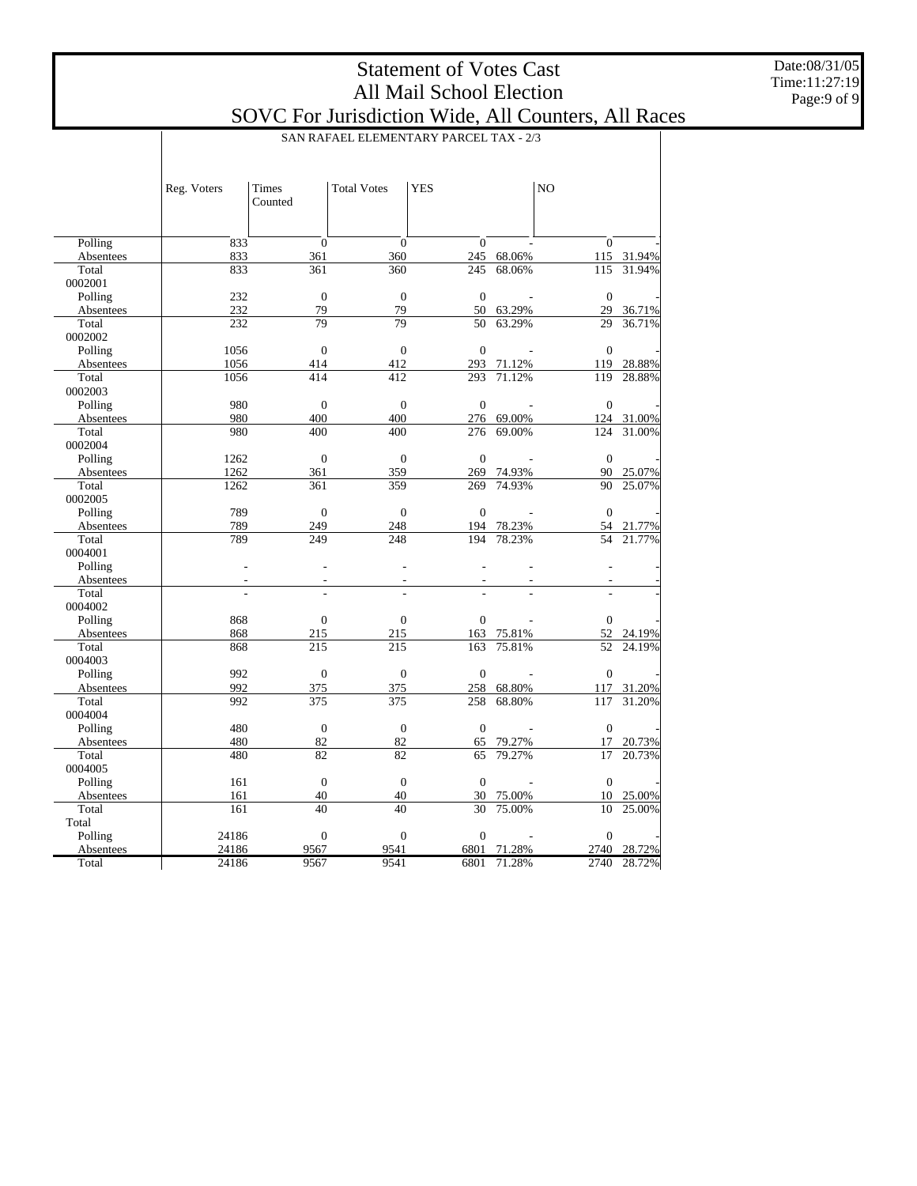# Statement of Votes Cast
## All Mail School Election
## SOVC For Jurisdiction Wide, All Counters, All Races

Date:08/31/05
Time:11:27:19

SAN RAFAEL ELEMENTARY PARCEL TAX - 2/3

| | Reg. Voters | Times Counted | Total Votes | YES | | NO | |
|---|---|---|---|---|---|---|---|
| Polling | 833 | 0 | 0 | 0 | - | 0 | - |
| Absentees | 833 | 361 | 360 | 245 | 68.06% | 115 | 31.94% |
| Total | 833 | 361 | 360 | 245 | 68.06% | 115 | 31.94% |
| 0002001 | | | | | | | |
| Polling | 232 | 0 | 0 | 0 | - | 0 | - |
| Absentees | 232 | 79 | 79 | 50 | 63.29% | 29 | 36.71% |
| Total | 232 | 79 | 79 | 50 | 63.29% | 29 | 36.71% |
| 0002002 | | | | | | | |
| Polling | 1056 | 0 | 0 | 0 | - | 0 | - |
| Absentees | 1056 | 414 | 412 | 293 | 71.12% | 119 | 28.88% |
| Total | 1056 | 414 | 412 | 293 | 71.12% | 119 | 28.88% |
| 0002003 | | | | | | | |
| Polling | 980 | 0 | 0 | 0 | - | 0 | - |
| Absentees | 980 | 400 | 400 | 276 | 69.00% | 124 | 31.00% |
| Total | 980 | 400 | 400 | 276 | 69.00% | 124 | 31.00% |
| 0002004 | | | | | | | |
| Polling | 1262 | 0 | 0 | 0 | - | 0 | - |
| Absentees | 1262 | 361 | 359 | 269 | 74.93% | 90 | 25.07% |
| Total | 1262 | 361 | 359 | 269 | 74.93% | 90 | 25.07% |
| 0002005 | | | | | | | |
| Polling | 789 | 0 | 0 | 0 | - | 0 | - |
| Absentees | 789 | 249 | 248 | 194 | 78.23% | 54 | 21.77% |
| Total | 789 | 249 | 248 | 194 | 78.23% | 54 | 21.77% |
| 0004001 | | | | | | | |
| Polling | - | - | - | - | - | - | - |
| Absentees | - | - | - | - | - | - | - |
| Total | - | - | - | - | - | - | - |
| 0004002 | | | | | | | |
| Polling | 868 | 0 | 0 | 0 | - | 0 | - |
| Absentees | 868 | 215 | 215 | 163 | 75.81% | 52 | 24.19% |
| Total | 868 | 215 | 215 | 163 | 75.81% | 52 | 24.19% |
| 0004003 | | | | | | | |
| Polling | 992 | 0 | 0 | 0 | - | 0 | - |
| Absentees | 992 | 375 | 375 | 258 | 68.80% | 117 | 31.20% |
| Total | 992 | 375 | 375 | 258 | 68.80% | 117 | 31.20% |
| 0004004 | | | | | | | |
| Polling | 480 | 0 | 0 | 0 | - | 0 | - |
| Absentees | 480 | 82 | 82 | 65 | 79.27% | 17 | 20.73% |
| Total | 480 | 82 | 82 | 65 | 79.27% | 17 | 20.73% |
| 0004005 | | | | | | | |
| Polling | 161 | 0 | 0 | 0 | - | 0 | - |
| Absentees | 161 | 40 | 40 | 30 | 75.00% | 10 | 25.00% |
| Total | 161 | 40 | 40 | 30 | 75.00% | 10 | 25.00% |
| Total | | | | | | | |
| Polling | 24186 | 0 | 0 | 0 | - | 0 | - |
| Absentees | 24186 | 9567 | 9541 | 6801 | 71.28% | 2740 | 28.72% |
| Total | 24186 | 9567 | 9541 | 6801 | 71.28% | 2740 | 28.72% |